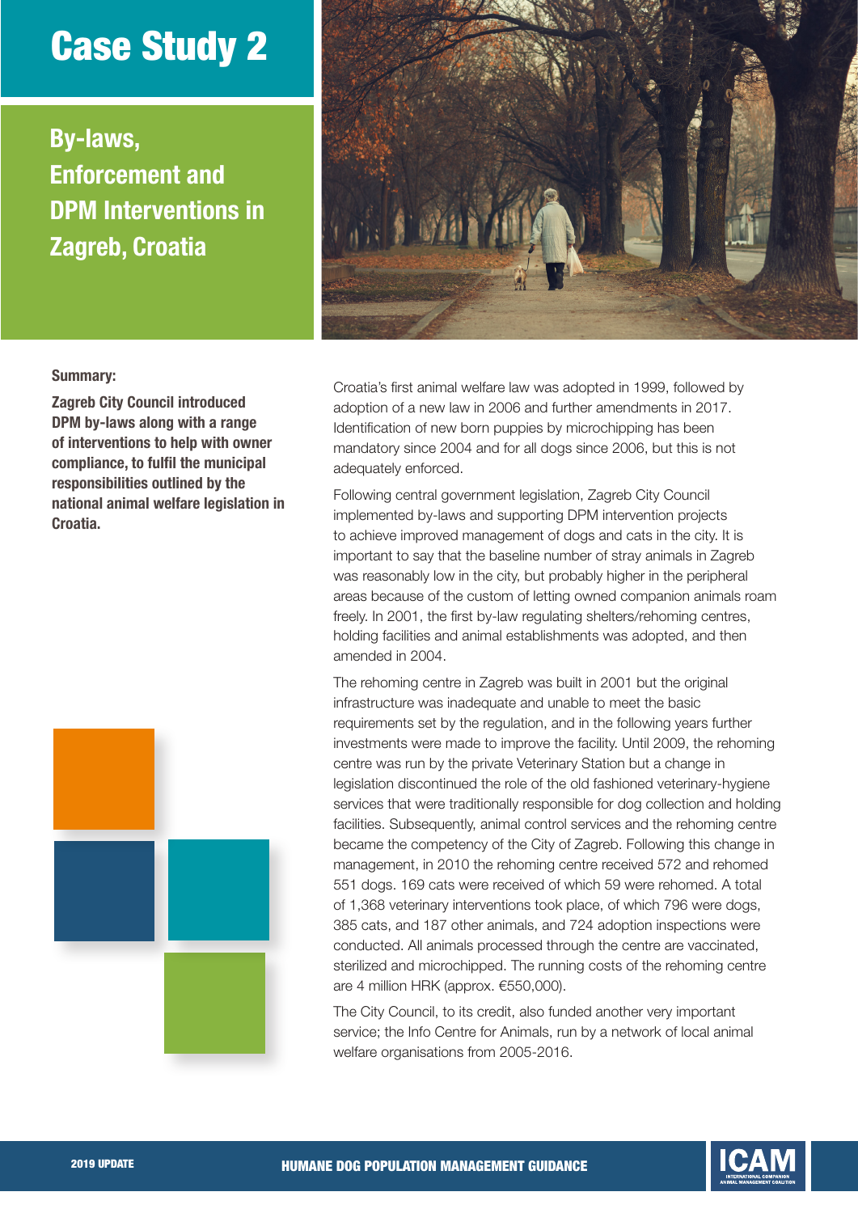# Case Study 2

## By-laws, Enforcement and DPM Interventions in Zagreb, Croatia

**Summary:**

**Zagreb City Council introduced DPM by-laws along with a range of interventions to help with owner compliance, to fulfil the municipal responsibilities outlined by the national animal welfare legislation in Croatia.**

Croatia's first animal welfare law was adopted in 1999, followed by adoption of a new law in 2006 and further amendments in 2017. Identification of new born puppies by microchipping has been mandatory since 2004 and for all dogs since 2006, but this is not adequately enforced.

Following central government legislation, Zagreb City Council implemented by-laws and supporting DPM intervention projects to achieve improved management of dogs and cats in the city. It is important to say that the baseline number of stray animals in Zagreb was reasonably low in the city, but probably higher in the peripheral areas because of the custom of letting owned companion animals roam freely. In 2001, the first by-law regulating shelters/rehoming centres, holding facilities and animal establishments was adopted, and then amended in 2004.

The rehoming centre in Zagreb was built in 2001 but the original infrastructure was inadequate and unable to meet the basic requirements set by the regulation, and in the following years further investments were made to improve the facility. Until 2009, the rehoming centre was run by the private Veterinary Station but a change in legislation discontinued the role of the old fashioned veterinary-hygiene services that were traditionally responsible for dog collection and holding facilities. Subsequently, animal control services and the rehoming centre became the competency of the City of Zagreb. Following this change in management, in 2010 the rehoming centre received 572 and rehomed 551 dogs. 169 cats were received of which 59 were rehomed. A total of 1,368 veterinary interventions took place, of which 796 were dogs, 385 cats, and 187 other animals, and 724 adoption inspections were conducted. All animals processed through the centre are vaccinated, sterilized and microchipped. The running costs of the rehoming centre are 4 million HRK (approx. €550,000).

The City Council, to its credit, also funded another very important service; the Info Centre for Animals, run by a network of local animal welfare organisations from 2005-2016.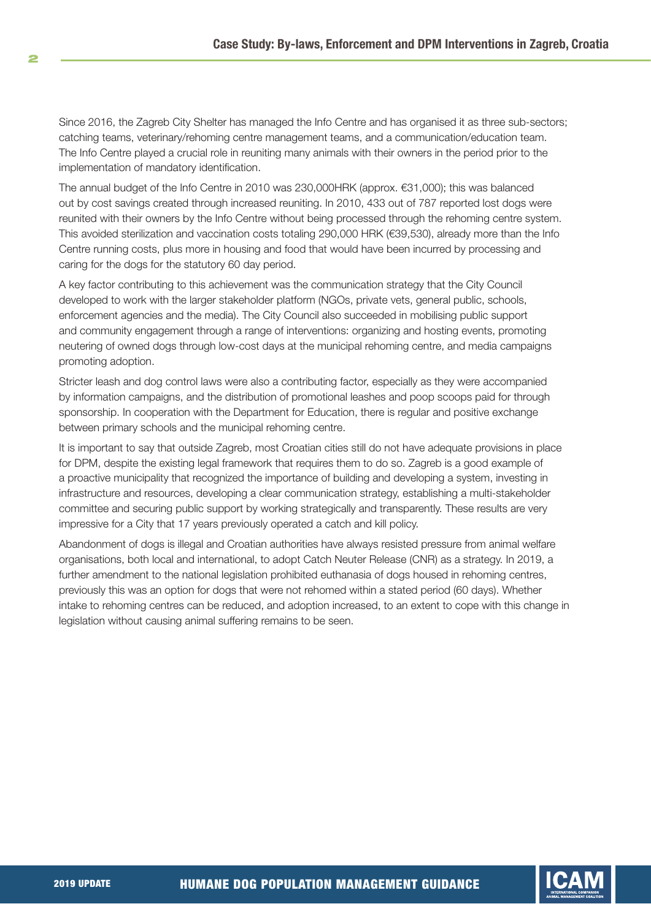Since 2016, the Zagreb City Shelter has managed the Info Centre and has organised it as three sub-sectors; catching teams, veterinary/rehoming centre management teams, and a communication/education team. The Info Centre played a crucial role in reuniting many animals with their owners in the period prior to the implementation of mandatory identification.

The annual budget of the Info Centre in 2010 was 230,000HRK (approx. €31,000); this was balanced out by cost savings created through increased reuniting. In 2010, 433 out of 787 reported lost dogs were reunited with their owners by the Info Centre without being processed through the rehoming centre system. This avoided sterilization and vaccination costs totaling 290,000 HRK (€39,530), already more than the Info Centre running costs, plus more in housing and food that would have been incurred by processing and caring for the dogs for the statutory 60 day period.

A key factor contributing to this achievement was the communication strategy that the City Council developed to work with the larger stakeholder platform (NGOs, private vets, general public, schools, enforcement agencies and the media). The City Council also succeeded in mobilising public support and community engagement through a range of interventions: organizing and hosting events, promoting neutering of owned dogs through low-cost days at the municipal rehoming centre, and media campaigns promoting adoption.

Stricter leash and dog control laws were also a contributing factor, especially as they were accompanied by information campaigns, and the distribution of promotional leashes and poop scoops paid for through sponsorship. In cooperation with the Department for Education, there is regular and positive exchange between primary schools and the municipal rehoming centre.

It is important to say that outside Zagreb, most Croatian cities still do not have adequate provisions in place for DPM, despite the existing legal framework that requires them to do so. Zagreb is a good example of a proactive municipality that recognized the importance of building and developing a system, investing in infrastructure and resources, developing a clear communication strategy, establishing a multi-stakeholder committee and securing public support by working strategically and transparently. These results are very impressive for a City that 17 years previously operated a catch and kill policy.

Abandonment of dogs is illegal and Croatian authorities have always resisted pressure from animal welfare organisations, both local and international, to adopt Catch Neuter Release (CNR) as a strategy. In 2019, a further amendment to the national legislation prohibited euthanasia of dogs housed in rehoming centres, previously this was an option for dogs that were not rehomed within a stated period (60 days). Whether intake to rehoming centres can be reduced, and adoption increased, to an extent to cope with this change in legislation without causing animal suffering remains to be seen.